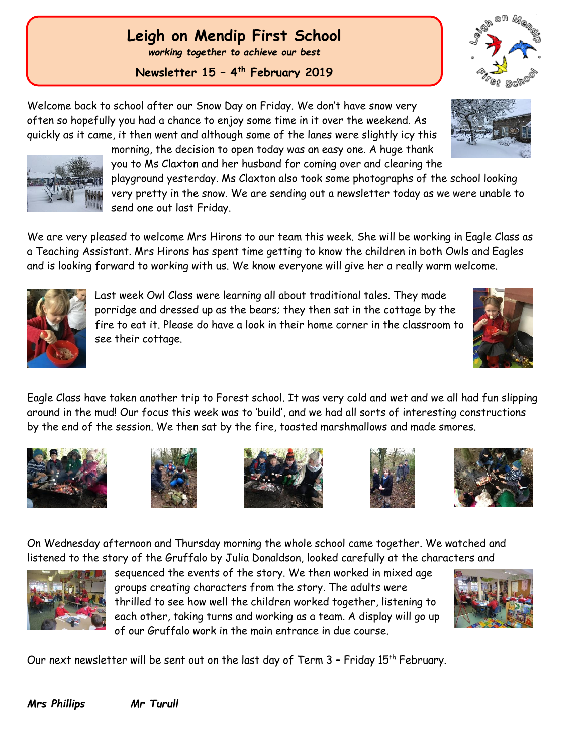# Leigh on Mendip First School

*working together to achieve our best*

**Newsletter 15 – 4th February 2019**

Welcome back to school after our Snow Day on Friday. We don't have snow very often so hopefully you had a chance to enjoy some time in it over the weekend. As quickly as it came, it then went and although some of the lanes were slightly icy this morning, the decision to open today was an easy one. A huge thank you to Ms Claxton and her husband for coming over and clearing the playground yesterday. Ms Claxton also took some photographs of the school looking very pretty in the snow. We are sending out a newsletter today as we were unable to send one out last Friday.

We are very pleased to welcome Mrs Hirons to our team this week. She will be working in Eagle Class as a Teaching Assistant. Mrs Hirons has spent time getting to know the children in both Owls and Eagles and is looking forward to working with us. We know everyone will give her a really warm welcome.

Last week Owl Class were learning all about traditional tales. They made porridge and dressed up as the bears; they then sat in the cottage by the fire to eat it. Please do have a look in their home corner in the classroom to see their cottage.

Eagle Class have taken another trip to Forest school. It was very cold and wet and we all had fun slipping around in the mud! Our focus this week was to 'build', and we had all sorts of interesting constructions by the end of the session. We then sat by the fire, toasted marshmallows and made smores.

On Wednesday afternoon and Thursday morning the whole school came together. We watched and listened to the story of the Gruffalo by Julia Donaldson, looked carefully at the characters and sequenced the events of the story. We then worked in mixed age groups creating characters from the story. The adults were thrilled to see how well the children worked together, listening to each other, taking turns and working as a team. A display will go up of our Gruffalo work in the main entrance in due course.

Our next newsletter will be sent out on the last day of Term 3 – Friday 15th February.

***Mrs Phillips*** ***Mr Turull***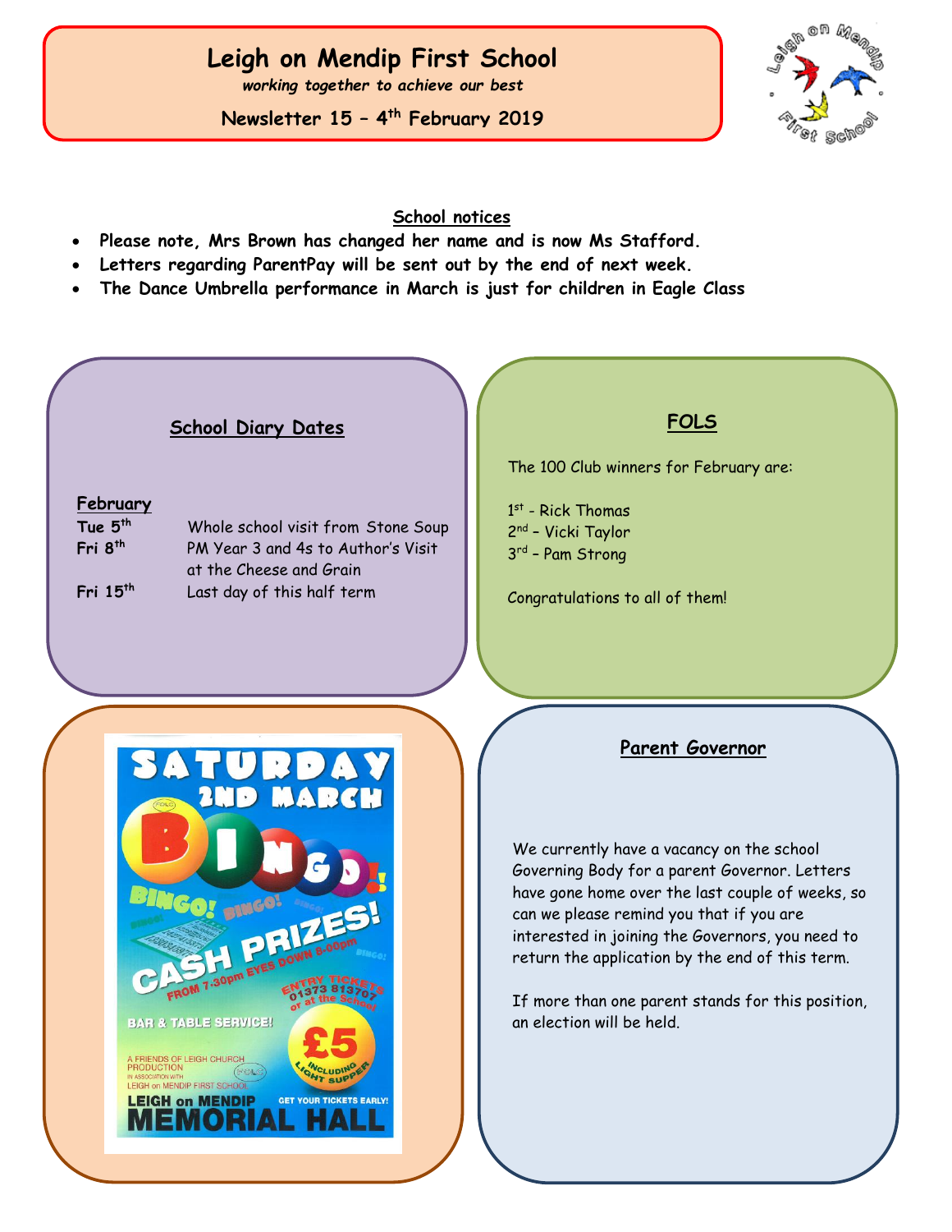# Leigh on Mendip First School

*working together to achieve our best*

**Newsletter 15 – 4th February 2019**

## School notices

- **Please note, Mrs Brown has changed her name and is now Ms Stafford.**
- **Letters regarding ParentPay will be sent out by the end of next week.**
- **The Dance Umbrella performance in March is just for children in Eagle Class**

## School Diary Dates

**February**

| | |
|---|---|
| **Tue 5th** | Whole school visit from Stone Soup |
| **Fri 8th** | PM Year 3 and 4s to Author's Visit at the Cheese and Grain |
| **Fri 15th** | Last day of this half term |

## FOLS

The 100 Club winners for February are:

1st - Rick Thomas
2nd – Vicki Taylor
3rd – Pam Strong

Congratulations to all of them!

SATURDAY 2ND MARCH

BINGO!

CASH PRIZES!

FROM 7-30pm EYES DOWN 8-00pm

ENTRY TICKETS 01373 813707 or at the School

BAR & TABLE SERVICE!

£5 INCLUDING LIGHT SUPPER

A FRIENDS OF LEIGH CHURCH PRODUCTION IN ASSOCIATION WITH LEIGH on MENDIP FIRST SCHOOL

LEIGH on MENDIP MEMORIAL HALL

GET YOUR TICKETS EARLY!

## Parent Governor

We currently have a vacancy on the school Governing Body for a parent Governor. Letters have gone home over the last couple of weeks, so can we please remind you that if you are interested in joining the Governors, you need to return the application by the end of this term.

If more than one parent stands for this position, an election will be held.